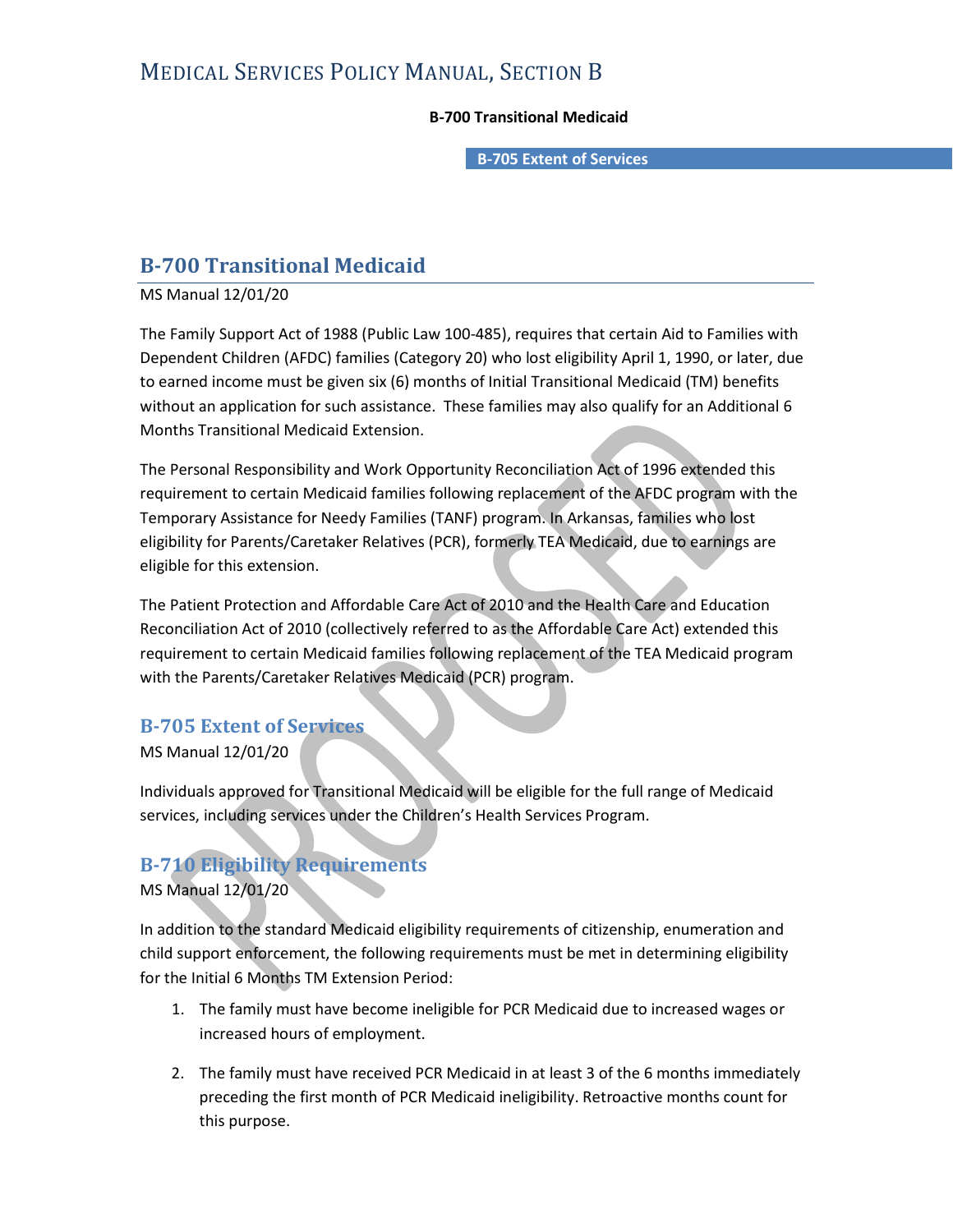# B-700 Transitional Medicaid

MS Manual 12/01/20

The Family Support Act of 1988 (Public Law 100-485), requires that certain Aid to Families with Dependent Children (AFDC) families (Category 20) who lost eligibility April 1, 1990, or later, due to earned income must be given six (6) months of Initial Transitional Medicaid (TM) benefits without an application for such assistance. These families may also qualify for an Additional 6 Months Transitional Medicaid Extension.

The Personal Responsibility and Work Opportunity Reconciliation Act of 1996 extended this requirement to certain Medicaid families following replacement of the AFDC program with the Temporary Assistance for Needy Families (TANF) program. In Arkansas, families who lost eligibility for Parents/Caretaker Relatives (PCR), formerly TEA Medicaid, due to earnings are eligible for this extension.

The Patient Protection and Affordable Care Act of 2010 and the Health Care and Education Reconciliation Act of 2010 (collectively referred to as the Affordable Care Act) extended this requirement to certain Medicaid families following replacement of the TEA Medicaid program with the Parents/Caretaker Relatives Medicaid (PCR) program.

## B-705 Extent of Services

MS Manual 12/01/20

Individuals approved for Transitional Medicaid will be eligible for the full range of Medicaid services, including services under the Children's Health Services Program.

## B-710 Eligibility Requirements

MS Manual 12/01/20

In addition to the standard Medicaid eligibility requirements of citizenship, enumeration and child support enforcement, the following requirements must be met in determining eligibility for the Initial 6 Months TM Extension Period:

1. The family must have become ineligible for PCR Medicaid due to increased wages or increased hours of employment.
2. The family must have received PCR Medicaid in at least 3 of the 6 months immediately preceding the first month of PCR Medicaid ineligibility. Retroactive months count for this purpose.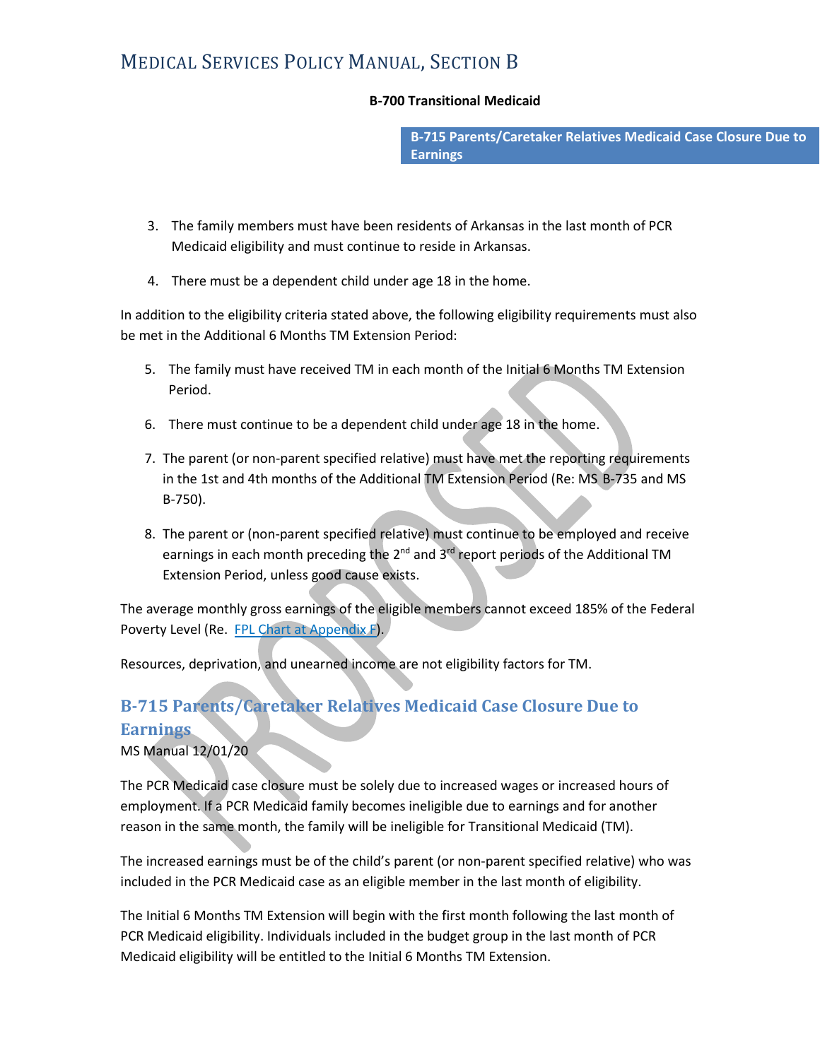3. The family members must have been residents of Arkansas in the last month of PCR Medicaid eligibility and must continue to reside in Arkansas.

4. There must be a dependent child under age 18 in the home.

In addition to the eligibility criteria stated above, the following eligibility requirements must also be met in the Additional 6 Months TM Extension Period:

5. The family must have received TM in each month of the Initial 6 Months TM Extension Period.

6. There must continue to be a dependent child under age 18 in the home.

7. The parent (or non-parent specified relative) must have met the reporting requirements in the 1st and 4th months of the Additional TM Extension Period (Re: MS B-735 and MS B-750).

8. The parent or (non-parent specified relative) must continue to be employed and receive earnings in each month preceding the 2nd and 3rd report periods of the Additional TM Extension Period, unless good cause exists.

The average monthly gross earnings of the eligible members cannot exceed 185% of the Federal Poverty Level (Re. FPL Chart at Appendix F).

Resources, deprivation, and unearned income are not eligibility factors for TM.

## B-715 Parents/Caretaker Relatives Medicaid Case Closure Due to Earnings

MS Manual 12/01/20

The PCR Medicaid case closure must be solely due to increased wages or increased hours of employment. If a PCR Medicaid family becomes ineligible due to earnings and for another reason in the same month, the family will be ineligible for Transitional Medicaid (TM).

The increased earnings must be of the child's parent (or non-parent specified relative) who was included in the PCR Medicaid case as an eligible member in the last month of eligibility.

The Initial 6 Months TM Extension will begin with the first month following the last month of PCR Medicaid eligibility. Individuals included in the budget group in the last month of PCR Medicaid eligibility will be entitled to the Initial 6 Months TM Extension.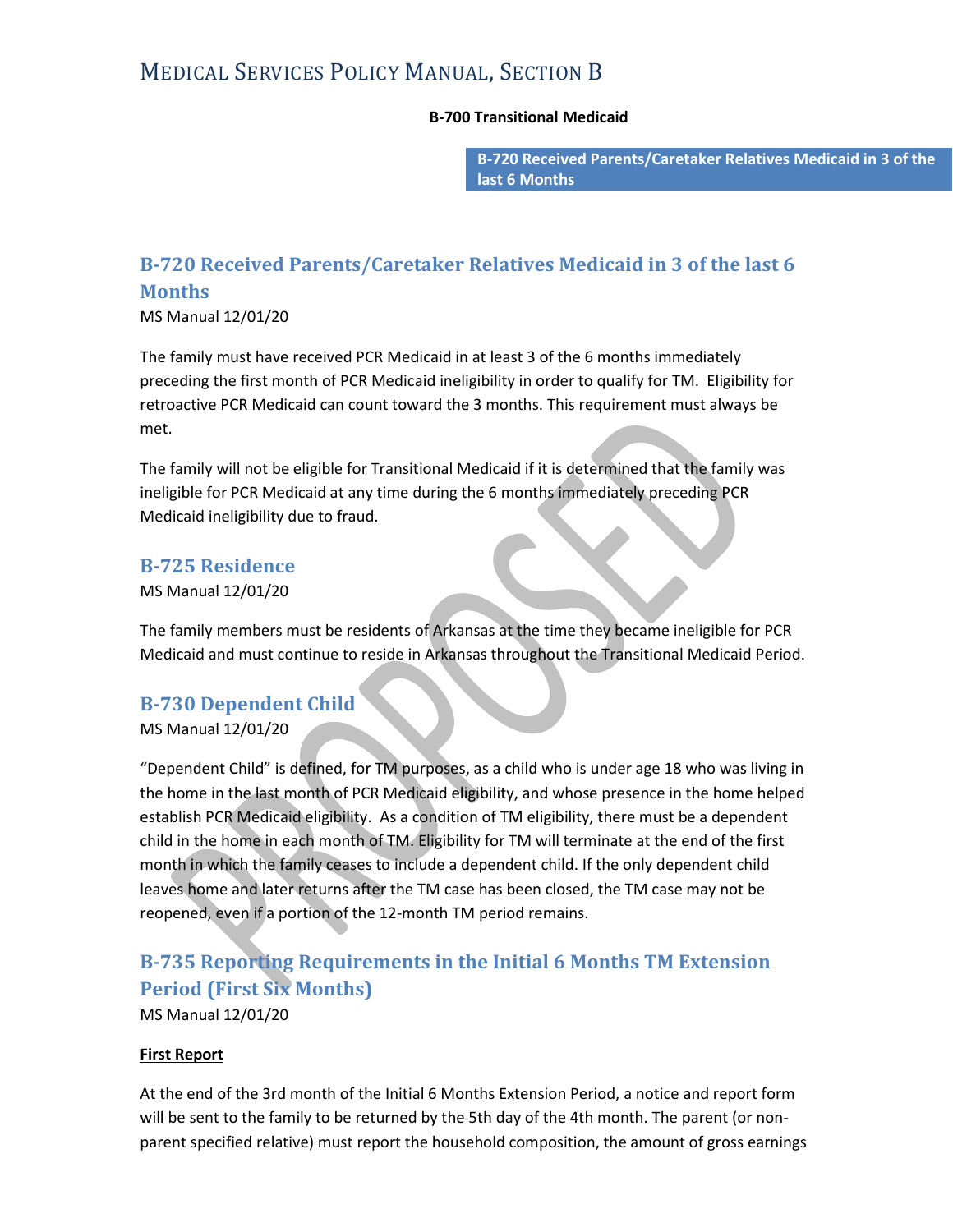## B-720 Received Parents/Caretaker Relatives Medicaid in 3 of the last 6 Months

MS Manual 12/01/20

The family must have received PCR Medicaid in at least 3 of the 6 months immediately preceding the first month of PCR Medicaid ineligibility in order to qualify for TM. Eligibility for retroactive PCR Medicaid can count toward the 3 months. This requirement must always be met.

The family will not be eligible for Transitional Medicaid if it is determined that the family was ineligible for PCR Medicaid at any time during the 6 months immediately preceding PCR Medicaid ineligibility due to fraud.

## B-725 Residence

MS Manual 12/01/20

The family members must be residents of Arkansas at the time they became ineligible for PCR Medicaid and must continue to reside in Arkansas throughout the Transitional Medicaid Period.

## B-730 Dependent Child

MS Manual 12/01/20

"Dependent Child" is defined, for TM purposes, as a child who is under age 18 who was living in the home in the last month of PCR Medicaid eligibility, and whose presence in the home helped establish PCR Medicaid eligibility. As a condition of TM eligibility, there must be a dependent child in the home in each month of TM. Eligibility for TM will terminate at the end of the first month in which the family ceases to include a dependent child. If the only dependent child leaves home and later returns after the TM case has been closed, the TM case may not be reopened, even if a portion of the 12-month TM period remains.

## B-735 Reporting Requirements in the Initial 6 Months TM Extension Period (First Six Months)

MS Manual 12/01/20

**First Report**

At the end of the 3rd month of the Initial 6 Months Extension Period, a notice and report form will be sent to the family to be returned by the 5th day of the 4th month. The parent (or non-parent specified relative) must report the household composition, the amount of gross earnings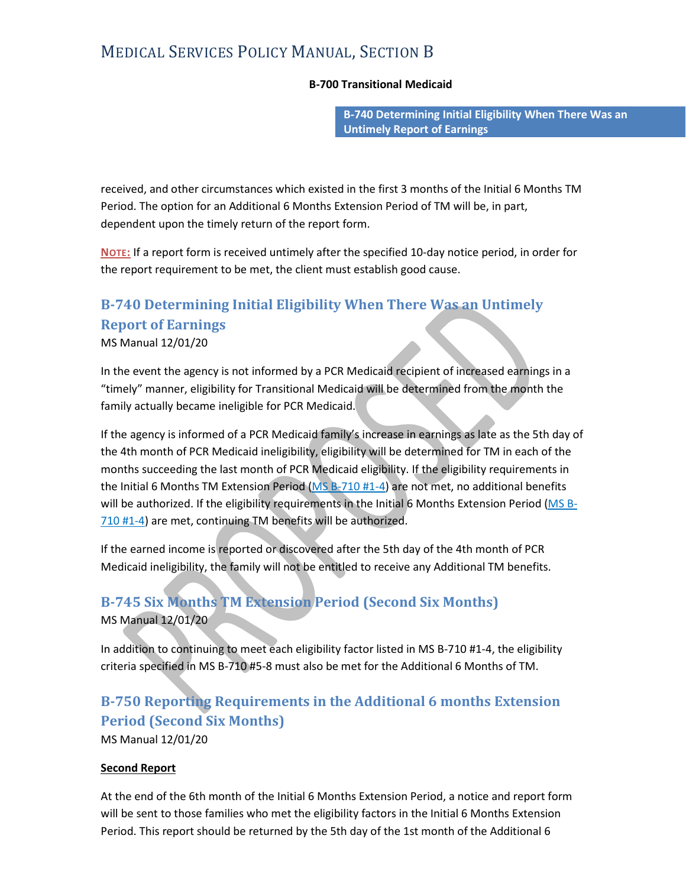received, and other circumstances which existed in the first 3 months of the Initial 6 Months TM Period. The option for an Additional 6 Months Extension Period of TM will be, in part, dependent upon the timely return of the report form.

**NOTE:** If a report form is received untimely after the specified 10-day notice period, in order for the report requirement to be met, the client must establish good cause.

## B-740 Determining Initial Eligibility When There Was an Untimely Report of Earnings

MS Manual 12/01/20

In the event the agency is not informed by a PCR Medicaid recipient of increased earnings in a "timely" manner, eligibility for Transitional Medicaid will be determined from the month the family actually became ineligible for PCR Medicaid.

If the agency is informed of a PCR Medicaid family's increase in earnings as late as the 5th day of the 4th month of PCR Medicaid ineligibility, eligibility will be determined for TM in each of the months succeeding the last month of PCR Medicaid eligibility. If the eligibility requirements in the Initial 6 Months TM Extension Period (MS B-710 #1-4) are not met, no additional benefits will be authorized. If the eligibility requirements in the Initial 6 Months Extension Period (MS B-710 #1-4) are met, continuing TM benefits will be authorized.

If the earned income is reported or discovered after the 5th day of the 4th month of PCR Medicaid ineligibility, the family will not be entitled to receive any Additional TM benefits.

## B-745 Six Months TM Extension Period (Second Six Months)

MS Manual 12/01/20

In addition to continuing to meet each eligibility factor listed in MS B-710 #1-4, the eligibility criteria specified in MS B-710 #5-8 must also be met for the Additional 6 Months of TM.

## B-750 Reporting Requirements in the Additional 6 months Extension Period (Second Six Months)

MS Manual 12/01/20

**Second Report**

At the end of the 6th month of the Initial 6 Months Extension Period, a notice and report form will be sent to those families who met the eligibility factors in the Initial 6 Months Extension Period. This report should be returned by the 5th day of the 1st month of the Additional 6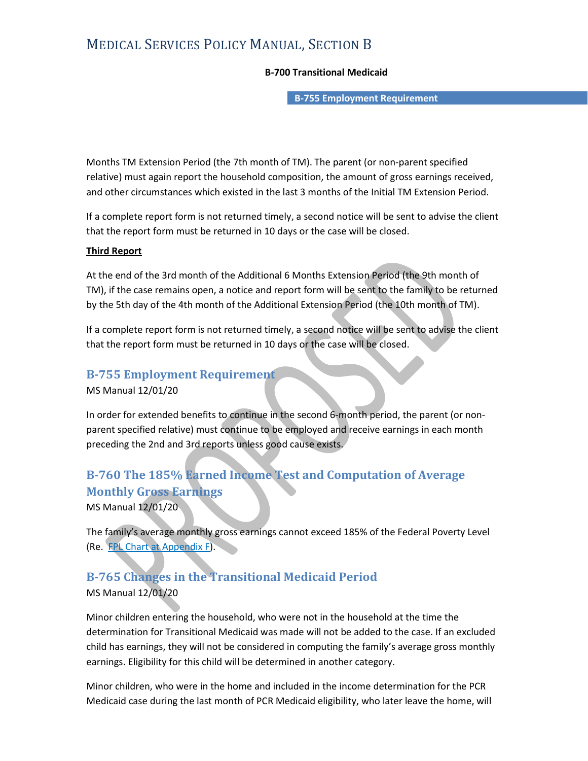Months TM Extension Period (the 7th month of TM). The parent (or non-parent specified relative) must again report the household composition, the amount of gross earnings received, and other circumstances which existed in the last 3 months of the Initial TM Extension Period.

If a complete report form is not returned timely, a second notice will be sent to advise the client that the report form must be returned in 10 days or the case will be closed.

**Third Report**

At the end of the 3rd month of the Additional 6 Months Extension Period (the 9th month of TM), if the case remains open, a notice and report form will be sent to the family to be returned by the 5th day of the 4th month of the Additional Extension Period (the 10th month of TM).

If a complete report form is not returned timely, a second notice will be sent to advise the client that the report form must be returned in 10 days or the case will be closed.

## B-755 Employment Requirement

MS Manual 12/01/20

In order for extended benefits to continue in the second 6-month period, the parent (or non-parent specified relative) must continue to be employed and receive earnings in each month preceding the 2nd and 3rd reports unless good cause exists.

## B-760 The 185% Earned Income Test and Computation of Average Monthly Gross Earnings

MS Manual 12/01/20

The family's average monthly gross earnings cannot exceed 185% of the Federal Poverty Level (Re. FPL Chart at Appendix F).

## B-765 Changes in the Transitional Medicaid Period

MS Manual 12/01/20

Minor children entering the household, who were not in the household at the time the determination for Transitional Medicaid was made will not be added to the case. If an excluded child has earnings, they will not be considered in computing the family's average gross monthly earnings. Eligibility for this child will be determined in another category.

Minor children, who were in the home and included in the income determination for the PCR Medicaid case during the last month of PCR Medicaid eligibility, who later leave the home, will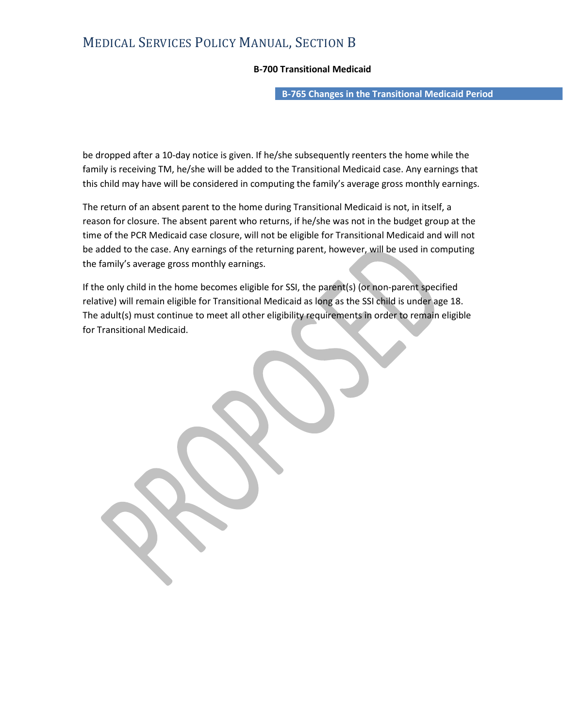be dropped after a 10-day notice is given. If he/she subsequently reenters the home while the family is receiving TM, he/she will be added to the Transitional Medicaid case. Any earnings that this child may have will be considered in computing the family's average gross monthly earnings.

The return of an absent parent to the home during Transitional Medicaid is not, in itself, a reason for closure. The absent parent who returns, if he/she was not in the budget group at the time of the PCR Medicaid case closure, will not be eligible for Transitional Medicaid and will not be added to the case. Any earnings of the returning parent, however, will be used in computing the family's average gross monthly earnings.

If the only child in the home becomes eligible for SSI, the parent(s) (or non-parent specified relative) will remain eligible for Transitional Medicaid as long as the SSI child is under age 18. The adult(s) must continue to meet all other eligibility requirements in order to remain eligible for Transitional Medicaid.